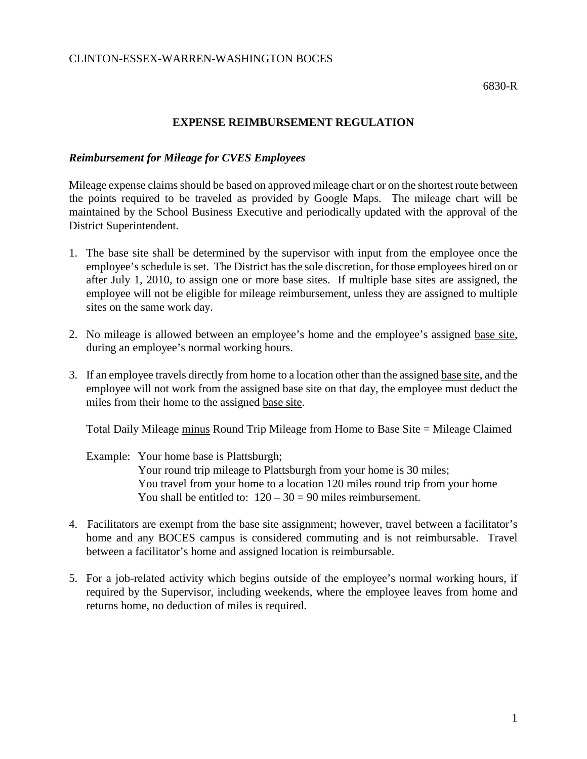CLINTON-ESSEX-WARREN-WASHINGTON BOCES

6830-R

# EXPENSE REIMBURSEMENT REGULATION

### *Reimbursement for Mileage for CVES Employees*

Mileage expense claims should be based on approved mileage chart or on the shortest route between the points required to be traveled as provided by Google Maps. The mileage chart will be maintained by the School Business Executive and periodically updated with the approval of the District Superintendent.

1. The base site shall be determined by the supervisor with input from the employee once the employee's schedule is set. The District has the sole discretion, for those employees hired on or after July 1, 2010, to assign one or more base sites. If multiple base sites are assigned, the employee will not be eligible for mileage reimbursement, unless they are assigned to multiple sites on the same work day.

2. No mileage is allowed between an employee's home and the employee's assigned <u>base site</u>, during an employee's normal working hours.

3. If an employee travels directly from home to a location other than the assigned <u>base site</u>, and the employee will not work from the assigned base site on that day, the employee must deduct the miles from their home to the assigned <u>base site</u>.

   Total Daily Mileage <u>minus</u> Round Trip Mileage from Home to Base Site = Mileage Claimed

   Example: Your home base is Plattsburgh;
   Your round trip mileage to Plattsburgh from your home is 30 miles;
   You travel from your home to a location 120 miles round trip from your home
   You shall be entitled to: 120 – 30 = 90 miles reimbursement.

4. Facilitators are exempt from the base site assignment; however, travel between a facilitator's home and any BOCES campus is considered commuting and is not reimbursable. Travel between a facilitator's home and assigned location is reimbursable.

5. For a job-related activity which begins outside of the employee's normal working hours, if required by the Supervisor, including weekends, where the employee leaves from home and returns home, no deduction of miles is required.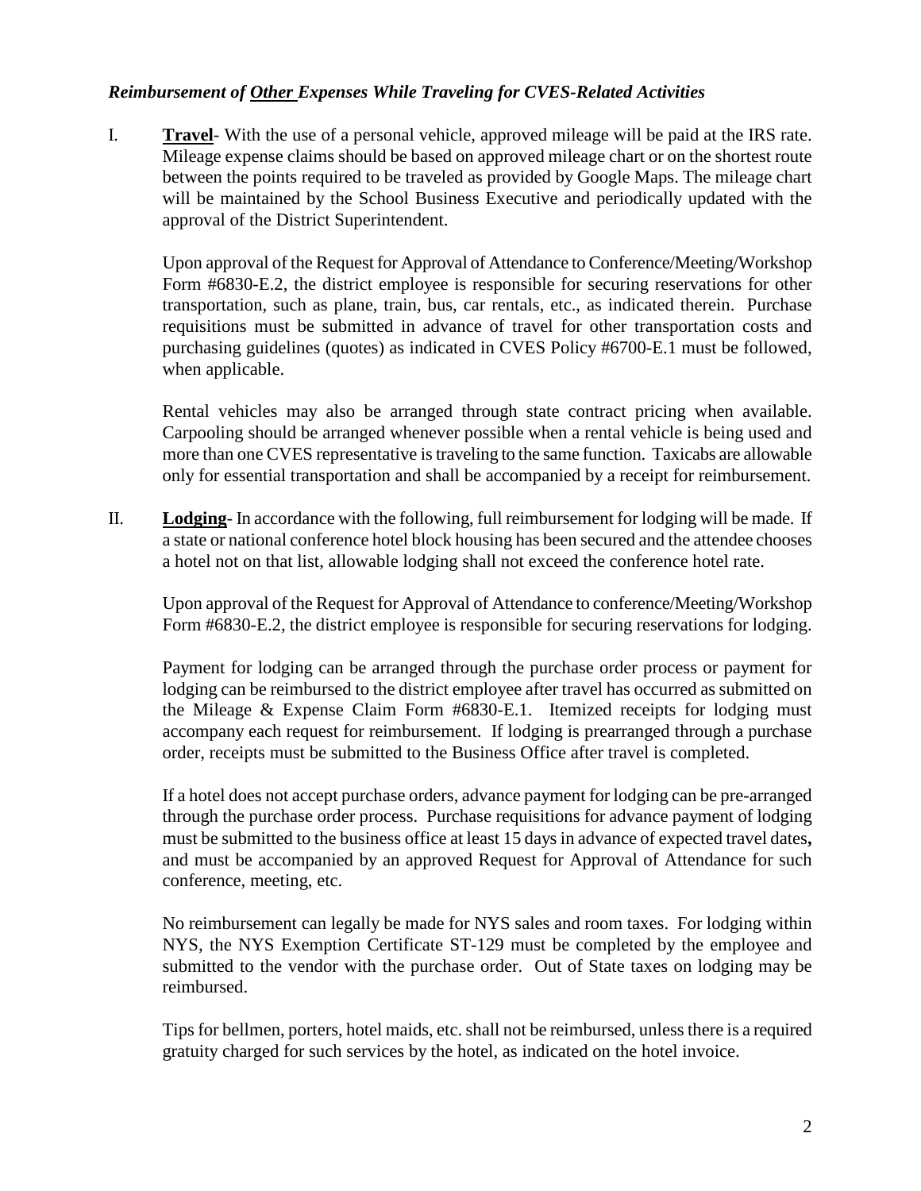### *Reimbursement of Other Expenses While Traveling for CVES-Related Activities*

I. **Travel**- With the use of a personal vehicle, approved mileage will be paid at the IRS rate. Mileage expense claims should be based on approved mileage chart or on the shortest route between the points required to be traveled as provided by Google Maps. The mileage chart will be maintained by the School Business Executive and periodically updated with the approval of the District Superintendent.

Upon approval of the Request for Approval of Attendance to Conference/Meeting/Workshop Form #6830-E.2, the district employee is responsible for securing reservations for other transportation, such as plane, train, bus, car rentals, etc., as indicated therein. Purchase requisitions must be submitted in advance of travel for other transportation costs and purchasing guidelines (quotes) as indicated in CVES Policy #6700-E.1 must be followed, when applicable.

Rental vehicles may also be arranged through state contract pricing when available. Carpooling should be arranged whenever possible when a rental vehicle is being used and more than one CVES representative is traveling to the same function. Taxicabs are allowable only for essential transportation and shall be accompanied by a receipt for reimbursement.

II. **Lodging**- In accordance with the following, full reimbursement for lodging will be made. If a state or national conference hotel block housing has been secured and the attendee chooses a hotel not on that list, allowable lodging shall not exceed the conference hotel rate.

Upon approval of the Request for Approval of Attendance to conference/Meeting/Workshop Form #6830-E.2, the district employee is responsible for securing reservations for lodging.

Payment for lodging can be arranged through the purchase order process or payment for lodging can be reimbursed to the district employee after travel has occurred as submitted on the Mileage & Expense Claim Form #6830-E.1. Itemized receipts for lodging must accompany each request for reimbursement. If lodging is prearranged through a purchase order, receipts must be submitted to the Business Office after travel is completed.

If a hotel does not accept purchase orders, advance payment for lodging can be pre-arranged through the purchase order process. Purchase requisitions for advance payment of lodging must be submitted to the business office at least 15 days in advance of expected travel dates**,** and must be accompanied by an approved Request for Approval of Attendance for such conference, meeting, etc.

No reimbursement can legally be made for NYS sales and room taxes. For lodging within NYS, the NYS Exemption Certificate ST-129 must be completed by the employee and submitted to the vendor with the purchase order. Out of State taxes on lodging may be reimbursed.

Tips for bellmen, porters, hotel maids, etc. shall not be reimbursed, unless there is a required gratuity charged for such services by the hotel, as indicated on the hotel invoice.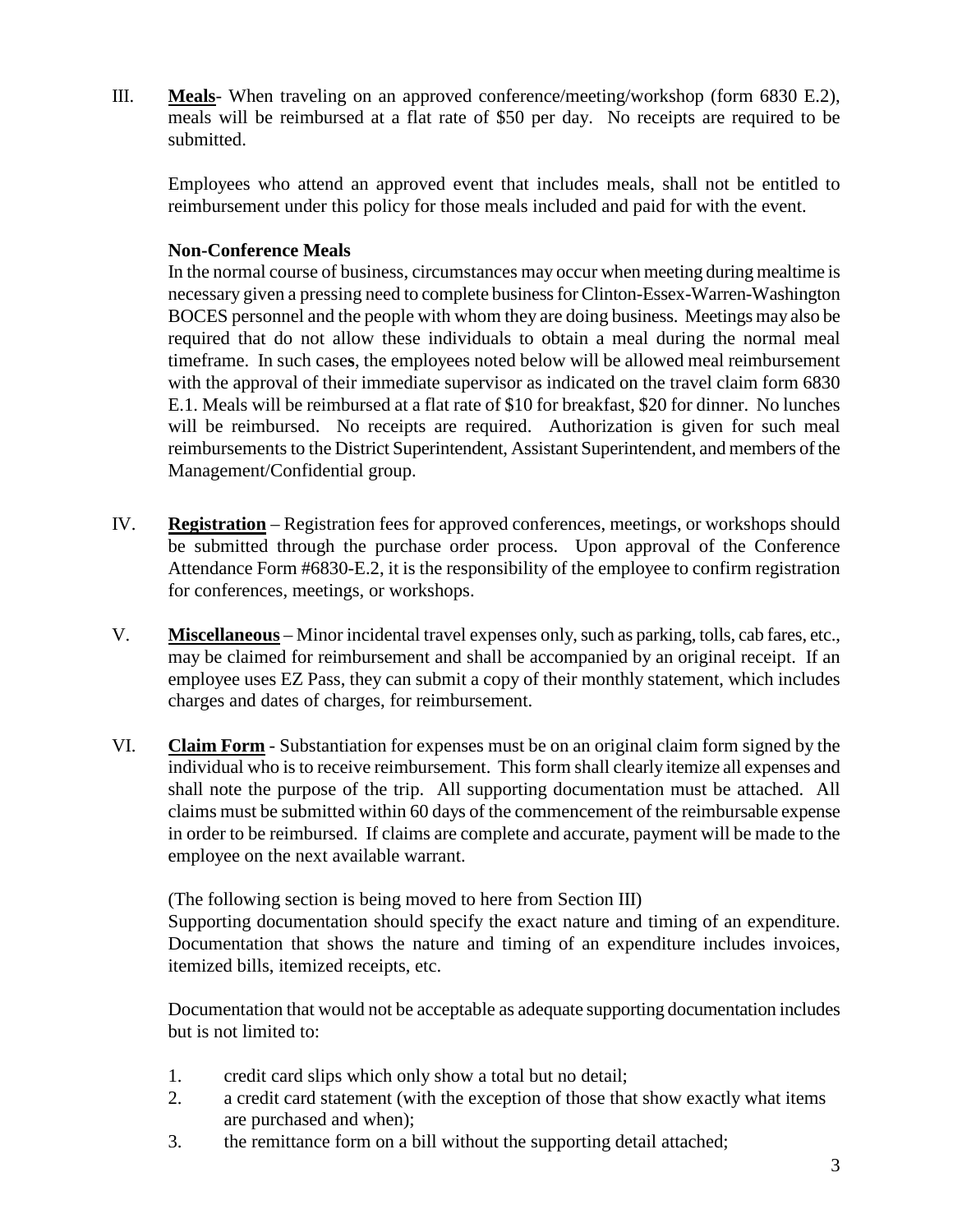III. **Meals**- When traveling on an approved conference/meeting/workshop (form 6830 E.2), meals will be reimbursed at a flat rate of $50 per day. No receipts are required to be submitted.

Employees who attend an approved event that includes meals, shall not be entitled to reimbursement under this policy for those meals included and paid for with the event.

**Non-Conference Meals**

In the normal course of business, circumstances may occur when meeting during mealtime is necessary given a pressing need to complete business for Clinton-Essex-Warren-Washington BOCES personnel and the people with whom they are doing business. Meetings may also be required that do not allow these individuals to obtain a meal during the normal meal timeframe. In such cases, the employees noted below will be allowed meal reimbursement with the approval of their immediate supervisor as indicated on the travel claim form 6830 E.1. Meals will be reimbursed at a flat rate of $10 for breakfast, $20 for dinner. No lunches will be reimbursed. No receipts are required. Authorization is given for such meal reimbursements to the District Superintendent, Assistant Superintendent, and members of the Management/Confidential group.

IV. **Registration** – Registration fees for approved conferences, meetings, or workshops should be submitted through the purchase order process. Upon approval of the Conference Attendance Form #6830-E.2, it is the responsibility of the employee to confirm registration for conferences, meetings, or workshops.

V. **Miscellaneous** – Minor incidental travel expenses only, such as parking, tolls, cab fares, etc., may be claimed for reimbursement and shall be accompanied by an original receipt. If an employee uses EZ Pass, they can submit a copy of their monthly statement, which includes charges and dates of charges, for reimbursement.

VI. **Claim Form** - Substantiation for expenses must be on an original claim form signed by the individual who is to receive reimbursement. This form shall clearly itemize all expenses and shall note the purpose of the trip. All supporting documentation must be attached. All claims must be submitted within 60 days of the commencement of the reimbursable expense in order to be reimbursed. If claims are complete and accurate, payment will be made to the employee on the next available warrant.

(The following section is being moved to here from Section III)
Supporting documentation should specify the exact nature and timing of an expenditure. Documentation that shows the nature and timing of an expenditure includes invoices, itemized bills, itemized receipts, etc.

Documentation that would not be acceptable as adequate supporting documentation includes but is not limited to:

1. credit card slips which only show a total but no detail;
2. a credit card statement (with the exception of those that show exactly what items are purchased and when);
3. the remittance form on a bill without the supporting detail attached;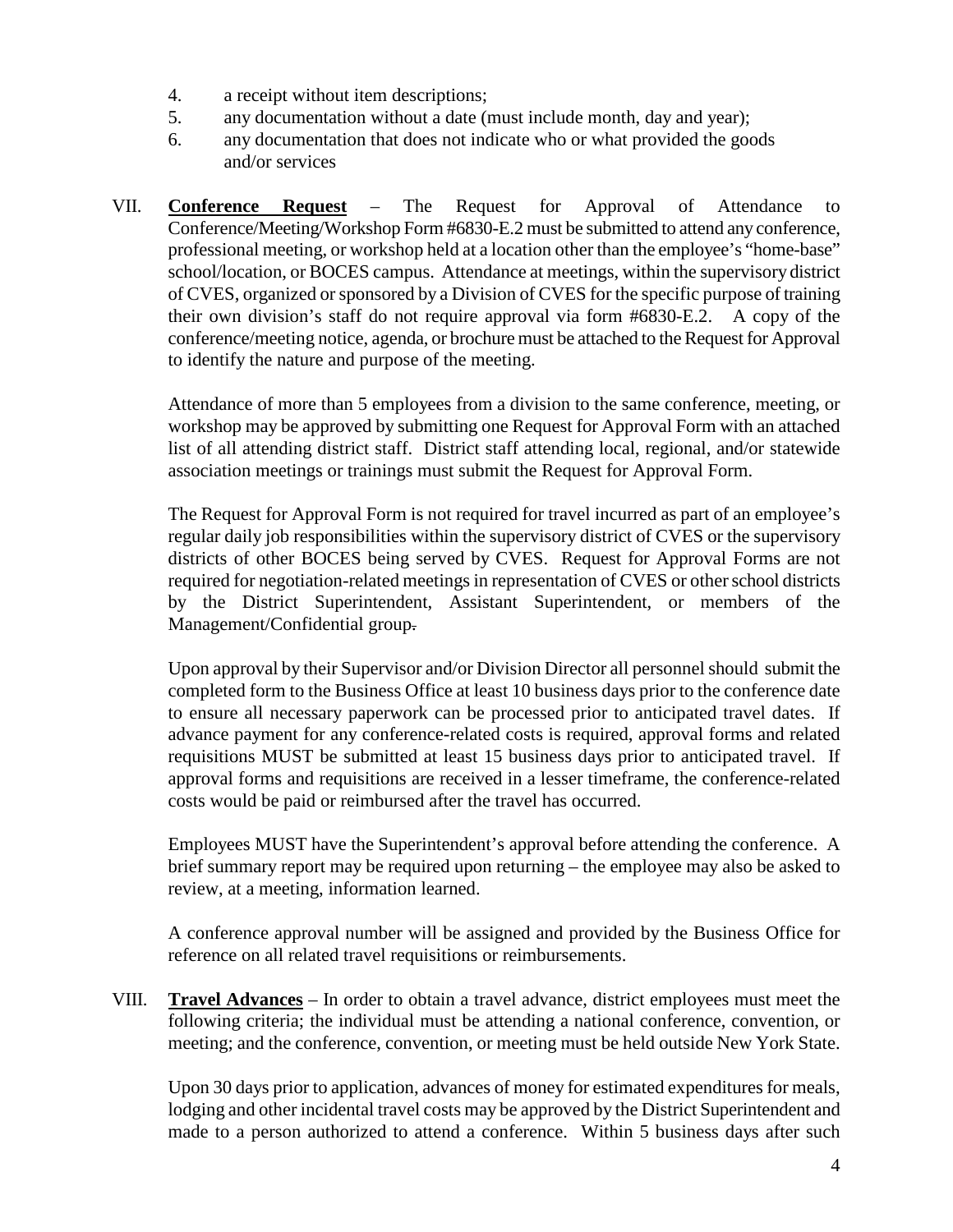4. a receipt without item descriptions;
5. any documentation without a date (must include month, day and year);
6. any documentation that does not indicate who or what provided the goods and/or services

VII. **Conference Request** – The Request for Approval of Attendance to Conference/Meeting/Workshop Form #6830-E.2 must be submitted to attend any conference, professional meeting, or workshop held at a location other than the employee's "home-base" school/location, or BOCES campus. Attendance at meetings, within the supervisory district of CVES, organized or sponsored by a Division of CVES for the specific purpose of training their own division's staff do not require approval via form #6830-E.2. A copy of the conference/meeting notice, agenda, or brochure must be attached to the Request for Approval to identify the nature and purpose of the meeting.

Attendance of more than 5 employees from a division to the same conference, meeting, or workshop may be approved by submitting one Request for Approval Form with an attached list of all attending district staff. District staff attending local, regional, and/or statewide association meetings or trainings must submit the Request for Approval Form.

The Request for Approval Form is not required for travel incurred as part of an employee's regular daily job responsibilities within the supervisory district of CVES or the supervisory districts of other BOCES being served by CVES. Request for Approval Forms are not required for negotiation-related meetings in representation of CVES or other school districts by the District Superintendent, Assistant Superintendent, or members of the Management/Confidential group.

Upon approval by their Supervisor and/or Division Director all personnel should submit the completed form to the Business Office at least 10 business days prior to the conference date to ensure all necessary paperwork can be processed prior to anticipated travel dates. If advance payment for any conference-related costs is required, approval forms and related requisitions MUST be submitted at least 15 business days prior to anticipated travel. If approval forms and requisitions are received in a lesser timeframe, the conference-related costs would be paid or reimbursed after the travel has occurred.

Employees MUST have the Superintendent's approval before attending the conference. A brief summary report may be required upon returning – the employee may also be asked to review, at a meeting, information learned.

A conference approval number will be assigned and provided by the Business Office for reference on all related travel requisitions or reimbursements.

VIII. **Travel Advances** – In order to obtain a travel advance, district employees must meet the following criteria; the individual must be attending a national conference, convention, or meeting; and the conference, convention, or meeting must be held outside New York State.

Upon 30 days prior to application, advances of money for estimated expenditures for meals, lodging and other incidental travel costs may be approved by the District Superintendent and made to a person authorized to attend a conference. Within 5 business days after such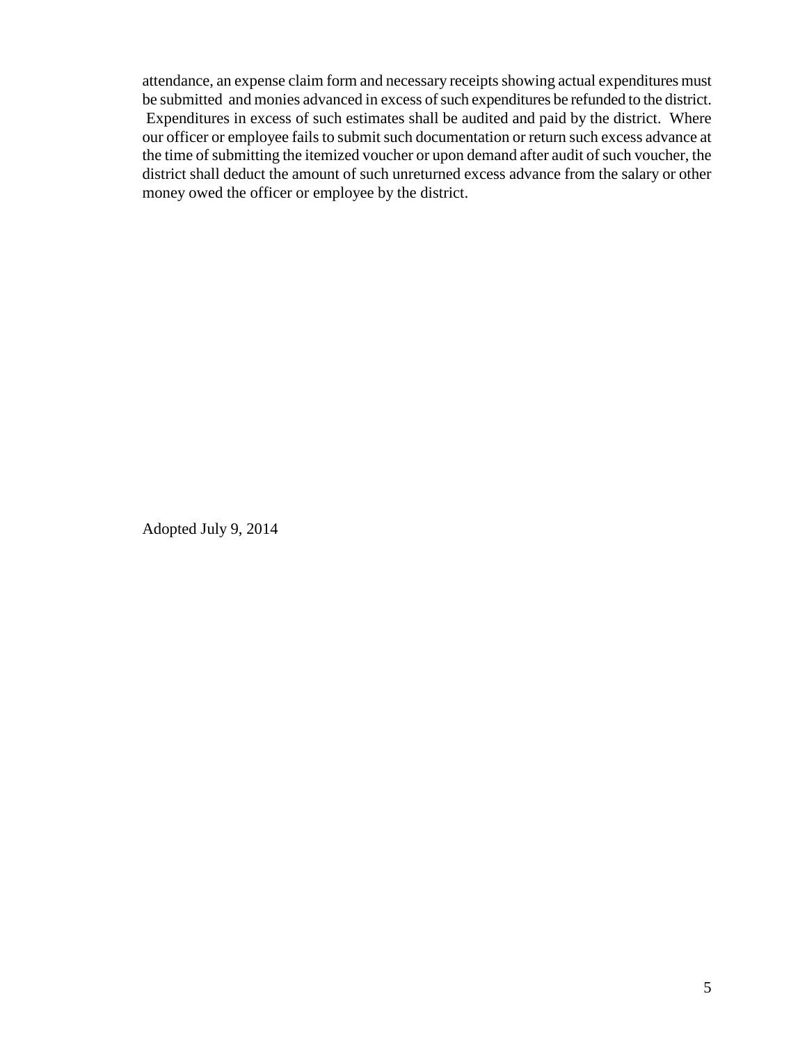attendance, an expense claim form and necessary receipts showing actual expenditures must be submitted and monies advanced in excess of such expenditures be refunded to the district. Expenditures in excess of such estimates shall be audited and paid by the district. Where our officer or employee fails to submit such documentation or return such excess advance at the time of submitting the itemized voucher or upon demand after audit of such voucher, the district shall deduct the amount of such unreturned excess advance from the salary or other money owed the officer or employee by the district.

Adopted July 9, 2014